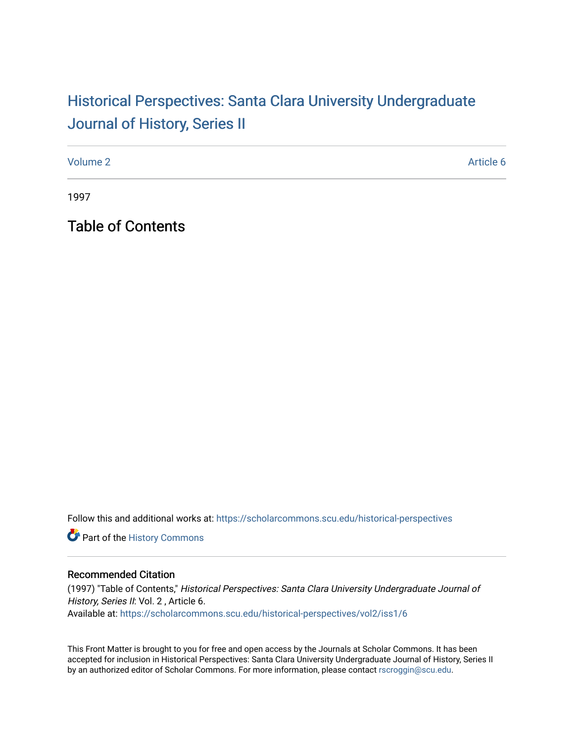# Historical Perspectives: Santa Clara University Undergraduate Journal of History, Series II

Volume 2 | Article 6

1997

## Table of Contents

Follow this and additional works at: https://scholarcommons.scu.edu/historical-perspectives

Part of the History Commons

### Recommended Citation

(1997) "Table of Contents," *Historical Perspectives: Santa Clara University Undergraduate Journal of History, Series II*: Vol. 2 , Article 6.
Available at: https://scholarcommons.scu.edu/historical-perspectives/vol2/iss1/6

This Front Matter is brought to you for free and open access by the Journals at Scholar Commons. It has been accepted for inclusion in Historical Perspectives: Santa Clara University Undergraduate Journal of History, Series II by an authorized editor of Scholar Commons. For more information, please contact rscroggin@scu.edu.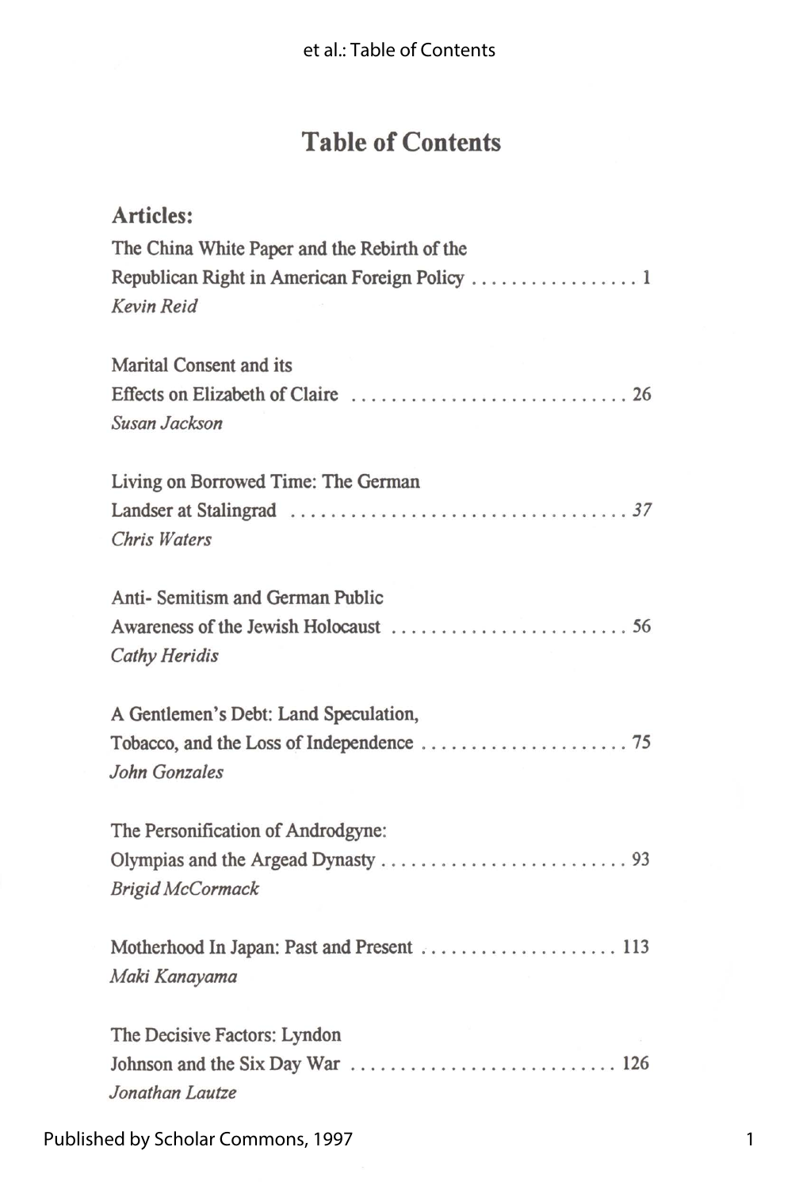# Table of Contents

## Articles:

The China White Paper and the Rebirth of the Republican Right in American Foreign Policy . . . . . . . . . . . . . . . . . 1
*Kevin Reid*

Marital Consent and its Effects on Elizabeth of Claire . . . . . . . . . . . . . . . . . . . . . . . . . . . . 26
*Susan Jackson*

Living on Borrowed Time: The German Landser at Stalingrad . . . . . . . . . . . . . . . . . . . . . . . . . . . . . . . . . . . 37
*Chris Waters*

Anti- Semitism and German Public Awareness of the Jewish Holocaust . . . . . . . . . . . . . . . . . . . . . . . . 56
*Cathy Heridis*

A Gentlemen's Debt: Land Speculation, Tobacco, and the Loss of Independence . . . . . . . . . . . . . . . . . . . . . 75
*John Gonzales*

The Personification of Androdgyne: Olympias and the Argead Dynasty . . . . . . . . . . . . . . . . . . . . . . . . . 93
*Brigid McCormack*

Motherhood In Japan: Past and Present . . . . . . . . . . . . . . . . . . . . 113
*Maki Kanayama*

The Decisive Factors: Lyndon Johnson and the Six Day War . . . . . . . . . . . . . . . . . . . . . . . . . . . 126
*Jonathan Lautze*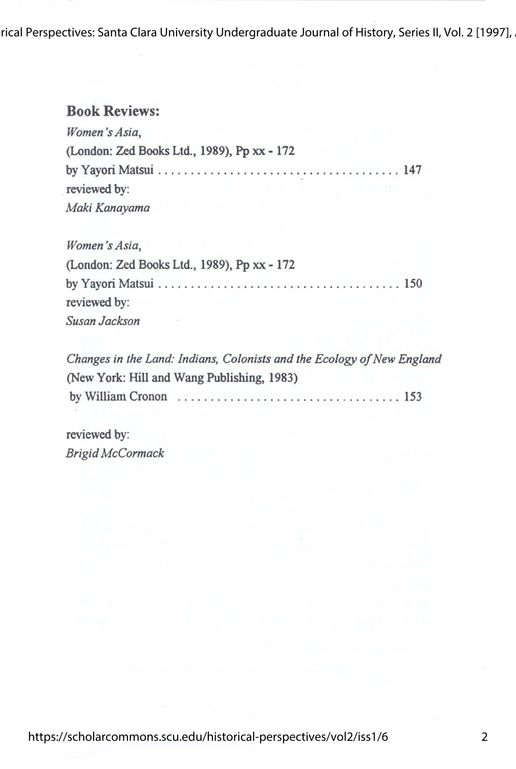**Book Reviews:**

*Women's Asia*,
(London: Zed Books Ltd., 1989), Pp xx - 172
by Yayori Matsui .......................................... 147
reviewed by:
*Maki Kanayama*

*Women's Asia*,
(London: Zed Books Ltd., 1989), Pp xx - 172
by Yayori Matsui .......................................... 150
reviewed by:
*Susan Jackson*

*Changes in the Land: Indians, Colonists and the Ecology of New England*
(New York: Hill and Wang Publishing, 1983)
by William Cronon .......................................... 153

reviewed by:
*Brigid McCormack*